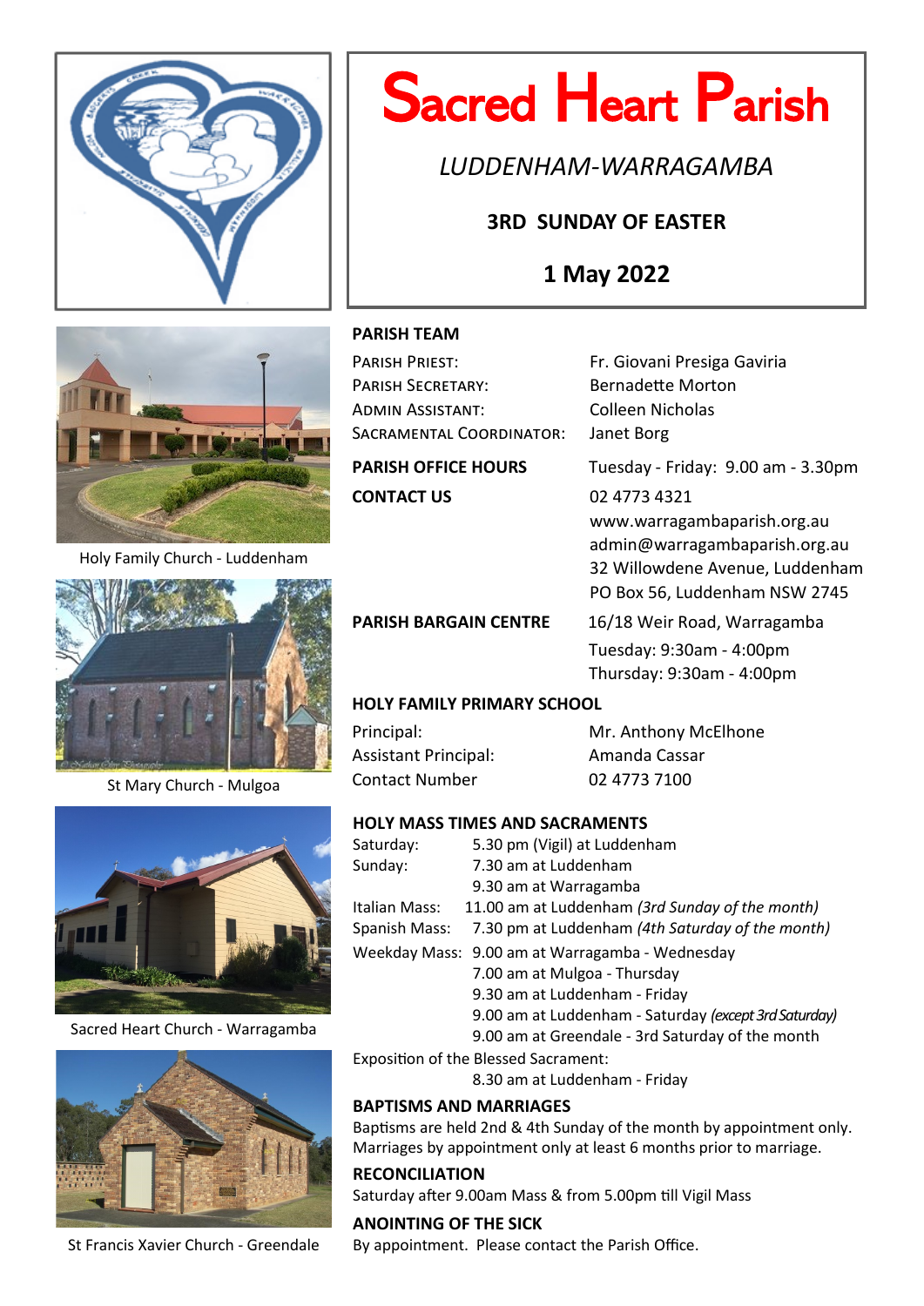# Sacred Heart Parish

*LUDDENHAM-WARRAGAMBA*

**3RD SUNDAY OF EASTER**

**1 May 2022**

Holy Family Church - Luddenham

St Mary Church - Mulgoa

Sacred Heart Church - Warragamba

St Francis Xavier Church - Greendale

## PARISH TEAM

| | |
|---|---|
| Parish Priest: | Fr. Giovani Presiga Gaviria |
| Parish Secretary: | Bernadette Morton |
| Admin Assistant: | Colleen Nicholas |
| Sacramental Coordinator: | Janet Borg |

**PARISH OFFICE HOURS** Tuesday - Friday: 9.00 am - 3.30pm

**CONTACT US**
02 4773 4321
www.warragambaparish.org.au
admin@warragambaparish.org.au
32 Willowdene Avenue, Luddenham
PO Box 56, Luddenham NSW 2745

**PARISH BARGAIN CENTRE** 16/18 Weir Road, Warragamba
Tuesday: 9:30am - 4:00pm
Thursday: 9:30am - 4:00pm

## HOLY FAMILY PRIMARY SCHOOL

| | |
|---|---|
| Principal: | Mr. Anthony McElhone |
| Assistant Principal: | Amanda Cassar |
| Contact Number | 02 4773 7100 |

## HOLY MASS TIMES AND SACRAMENTS

Saturday: 5.30 pm (Vigil) at Luddenham
Sunday: 7.30 am at Luddenham
9.30 am at Warragamba
Italian Mass: 11.00 am at Luddenham *(3rd Sunday of the month)*
Spanish Mass: 7.30 pm at Luddenham *(4th Saturday of the month)*
Weekday Mass: 9.00 am at Warragamba - Wednesday
7.00 am at Mulgoa - Thursday
9.30 am at Luddenham - Friday
9.00 am at Luddenham - Saturday *(except 3rd Saturday)*
9.00 am at Greendale - 3rd Saturday of the month

Exposition of the Blessed Sacrament:
8.30 am at Luddenham - Friday

## BAPTISMS AND MARRIAGES

Baptisms are held 2nd & 4th Sunday of the month by appointment only.
Marriages by appointment only at least 6 months prior to marriage.

## RECONCILIATION

Saturday after 9.00am Mass & from 5.00pm till Vigil Mass

## ANOINTING OF THE SICK

By appointment. Please contact the Parish Office.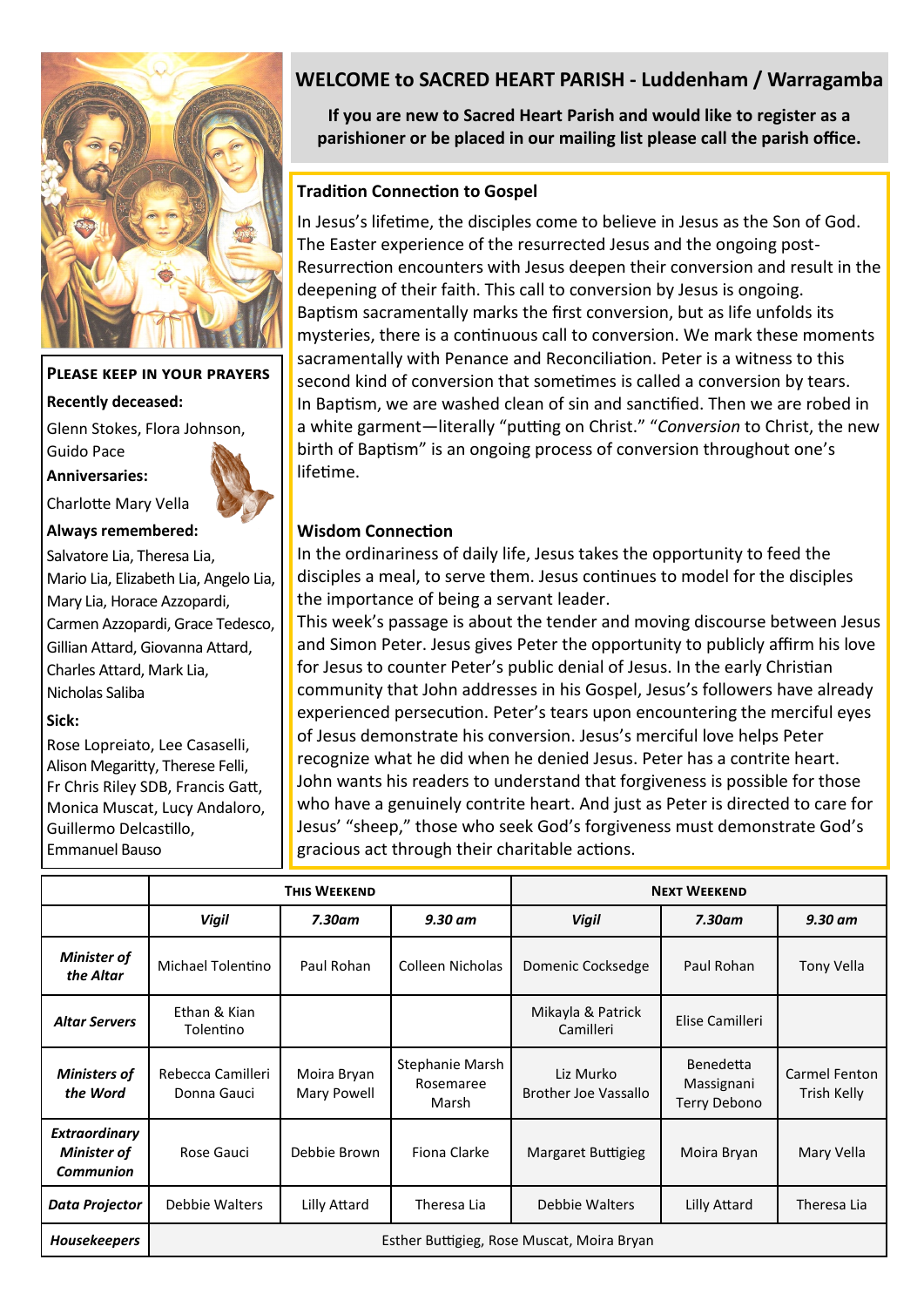## WELCOME to SACRED HEART PARISH - Luddenham / Warragamba

**If you are new to Sacred Heart Parish and would like to register as a parishioner or be placed in our mailing list please call the parish office.**

### Tradition Connection to Gospel

In Jesus's lifetime, the disciples come to believe in Jesus as the Son of God. The Easter experience of the resurrected Jesus and the ongoing post-Resurrection encounters with Jesus deepen their conversion and result in the deepening of their faith. This call to conversion by Jesus is ongoing. Baptism sacramentally marks the first conversion, but as life unfolds its mysteries, there is a continuous call to conversion. We mark these moments sacramentally with Penance and Reconciliation. Peter is a witness to this second kind of conversion that sometimes is called a conversion by tears. In Baptism, we are washed clean of sin and sanctified. Then we are robed in a white garment—literally "putting on Christ." "*Conversion* to Christ, the new birth of Baptism" is an ongoing process of conversion throughout one's lifetime.

### Wisdom Connection

In the ordinariness of daily life, Jesus takes the opportunity to feed the disciples a meal, to serve them. Jesus continues to model for the disciples the importance of being a servant leader.
This week's passage is about the tender and moving discourse between Jesus and Simon Peter. Jesus gives Peter the opportunity to publicly affirm his love for Jesus to counter Peter's public denial of Jesus. In the early Christian community that John addresses in his Gospel, Jesus's followers have already experienced persecution. Peter's tears upon encountering the merciful eyes of Jesus demonstrate his conversion. Jesus's merciful love helps Peter recognize what he did when he denied Jesus. Peter has a contrite heart. John wants his readers to understand that forgiveness is possible for those who have a genuinely contrite heart. And just as Peter is directed to care for Jesus' "sheep," those who seek God's forgiveness must demonstrate God's gracious act through their charitable actions.

### Please keep in your prayers

**Recently deceased:**
Glenn Stokes, Flora Johnson, Guido Pace

**Anniversaries:**
Charlotte Mary Vella

**Always remembered:**
Salvatore Lia, Theresa Lia, Mario Lia, Elizabeth Lia, Angelo Lia, Mary Lia, Horace Azzopardi, Carmen Azzopardi, Grace Tedesco, Gillian Attard, Giovanna Attard, Charles Attard, Mark Lia, Nicholas Saliba

**Sick:**
Rose Lopreiato, Lee Casaselli, Alison Megaritty, Therese Felli, Fr Chris Riley SDB, Francis Gatt, Monica Muscat, Lucy Andaloro, Guillermo Delcastillo, Emmanuel Bauso

| | **This Weekend** | | | **Next Weekend** | | |
|---|---|---|---|---|---|---|
| | ***Vigil*** | ***7.30am*** | ***9.30 am*** | ***Vigil*** | ***7.30am*** | ***9.30 am*** |
| ***Minister of the Altar*** | Michael Tolentino | Paul Rohan | Colleen Nicholas | Domenic Cocksedge | Paul Rohan | Tony Vella |
| ***Altar Servers*** | Ethan & Kian Tolentino | | | Mikayla & Patrick Camilleri | Elise Camilleri | |
| ***Ministers of the Word*** | Rebecca Camilleri Donna Gauci | Moira Bryan Mary Powell | Stephanie Marsh Rosemaree Marsh | Liz Murko Brother Joe Vassallo | Benedetta Massignani Terry Debono | Carmel Fenton Trish Kelly |
| ***Extraordinary Minister of Communion*** | Rose Gauci | Debbie Brown | Fiona Clarke | Margaret Buttigieg | Moira Bryan | Mary Vella |
| ***Data Projector*** | Debbie Walters | Lilly Attard | Theresa Lia | Debbie Walters | Lilly Attard | Theresa Lia |
| ***Housekeepers*** | Esther Buttigieg, Rose Muscat, Moira Bryan | | | | | |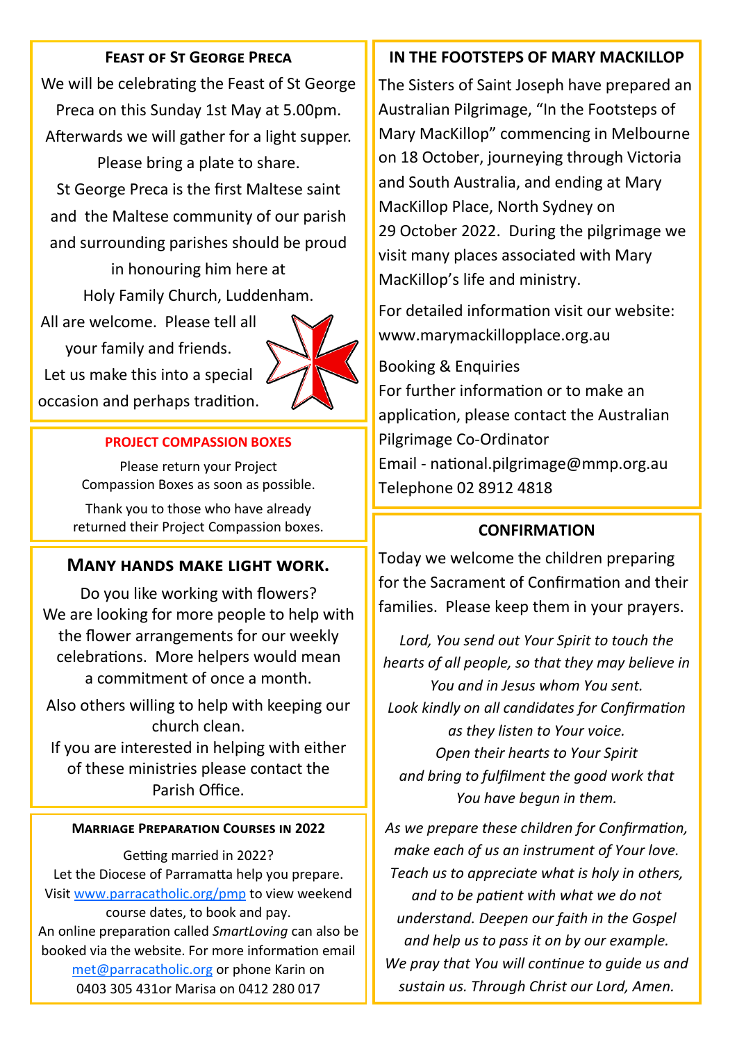## Feast of St George Preca

We will be celebrating the Feast of St George Preca on this Sunday 1st May at 5.00pm. Afterwards we will gather for a light supper. Please bring a plate to share.

St George Preca is the first Maltese saint and the Maltese community of our parish and surrounding parishes should be proud in honouring him here at Holy Family Church, Luddenham.

All are welcome. Please tell all your family and friends. Let us make this into a special occasion and perhaps tradition.

## PROJECT COMPASSION BOXES

Please return your Project Compassion Boxes as soon as possible.

Thank you to those who have already returned their Project Compassion boxes.

## Many hands make light work.

Do you like working with flowers? We are looking for more people to help with the flower arrangements for our weekly celebrations. More helpers would mean a commitment of once a month.

Also others willing to help with keeping our church clean.

If you are interested in helping with either of these ministries please contact the Parish Office.

## Marriage Preparation Courses in 2022

Getting married in 2022?

Let the Diocese of Parramatta help you prepare. Visit www.parracatholic.org/pmp to view weekend course dates, to book and pay.

An online preparation called *SmartLoving* can also be booked via the website. For more information email met@parracatholic.org or phone Karin on 0403 305 431or Marisa on 0412 280 017

## IN THE FOOTSTEPS OF MARY MACKILLOP

The Sisters of Saint Joseph have prepared an Australian Pilgrimage, "In the Footsteps of Mary MacKillop" commencing in Melbourne on 18 October, journeying through Victoria and South Australia, and ending at Mary MacKillop Place, North Sydney on 29 October 2022. During the pilgrimage we visit many places associated with Mary MacKillop's life and ministry.

For detailed information visit our website: www.marymackillopplace.org.au

Booking & Enquiries

For further information or to make an application, please contact the Australian Pilgrimage Co-Ordinator

Email - national.pilgrimage@mmp.org.au

Telephone 02 8912 4818

## CONFIRMATION

Today we welcome the children preparing for the Sacrament of Confirmation and their families. Please keep them in your prayers.

*Lord, You send out Your Spirit to touch the hearts of all people, so that they may believe in You and in Jesus whom You sent.*
*Look kindly on all candidates for Confirmation as they listen to Your voice.*
*Open their hearts to Your Spirit and bring to fulfilment the good work that You have begun in them.*

*As we prepare these children for Confirmation, make each of us an instrument of Your love. Teach us to appreciate what is holy in others, and to be patient with what we do not understand. Deepen our faith in the Gospel and help us to pass it on by our example. We pray that You will continue to guide us and sustain us. Through Christ our Lord, Amen.*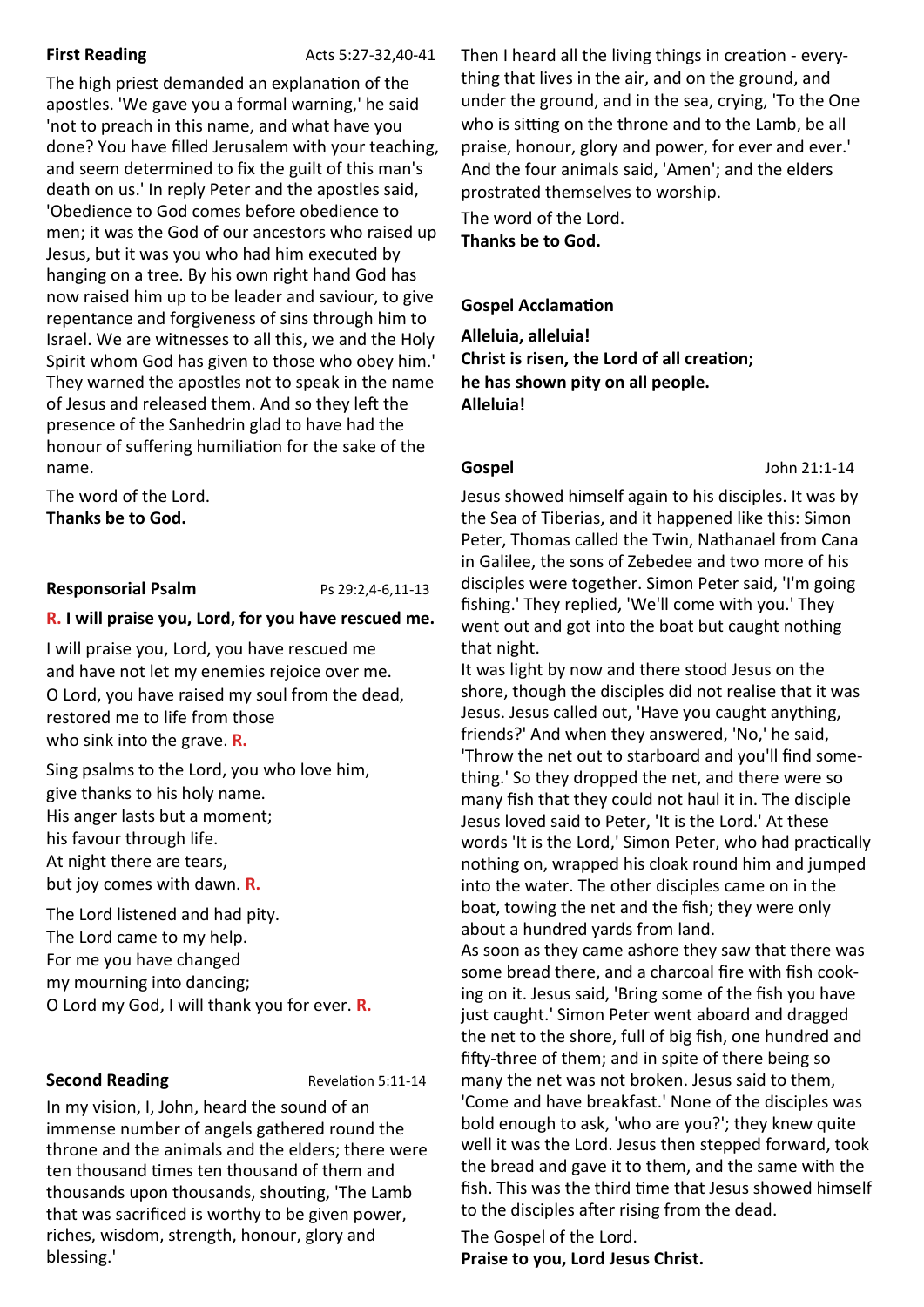**First Reading** Acts 5:27-32,40-41

The high priest demanded an explanation of the apostles. 'We gave you a formal warning,' he said 'not to preach in this name, and what have you done? You have filled Jerusalem with your teaching, and seem determined to fix the guilt of this man's death on us.' In reply Peter and the apostles said, 'Obedience to God comes before obedience to men; it was the God of our ancestors who raised up Jesus, but it was you who had him executed by hanging on a tree. By his own right hand God has now raised him up to be leader and saviour, to give repentance and forgiveness of sins through him to Israel. We are witnesses to all this, we and the Holy Spirit whom God has given to those who obey him.' They warned the apostles not to speak in the name of Jesus and released them. And so they left the presence of the Sanhedrin glad to have had the honour of suffering humiliation for the sake of the name.

The word of the Lord.
**Thanks be to God.**

**Responsorial Psalm** Ps 29:2,4-6,11-13

**R. I will praise you, Lord, for you have rescued me.**

I will praise you, Lord, you have rescued me
and have not let my enemies rejoice over me.
O Lord, you have raised my soul from the dead,
restored me to life from those
who sink into the grave. **R.**

Sing psalms to the Lord, you who love him,
give thanks to his holy name.
His anger lasts but a moment;
his favour through life.
At night there are tears,
but joy comes with dawn. **R.**

The Lord listened and had pity.
The Lord came to my help.
For me you have changed
my mourning into dancing;
O Lord my God, I will thank you for ever. **R.**

**Second Reading** Revelation 5:11-14

In my vision, I, John, heard the sound of an immense number of angels gathered round the throne and the animals and the elders; there were ten thousand times ten thousand of them and thousands upon thousands, shouting, 'The Lamb that was sacrificed is worthy to be given power, riches, wisdom, strength, honour, glory and blessing.'

Then I heard all the living things in creation - everything that lives in the air, and on the ground, and under the ground, and in the sea, crying, 'To the One who is sitting on the throne and to the Lamb, be all praise, honour, glory and power, for ever and ever.' And the four animals said, 'Amen'; and the elders prostrated themselves to worship.

The word of the Lord.
**Thanks be to God.**

**Gospel Acclamation**

**Alleluia, alleluia!**
**Christ is risen, the Lord of all creation;**
**he has shown pity on all people.**
**Alleluia!**

**Gospel** John 21:1-14

Jesus showed himself again to his disciples. It was by the Sea of Tiberias, and it happened like this: Simon Peter, Thomas called the Twin, Nathanael from Cana in Galilee, the sons of Zebedee and two more of his disciples were together. Simon Peter said, 'I'm going fishing.' They replied, 'We'll come with you.' They went out and got into the boat but caught nothing that night.

It was light by now and there stood Jesus on the shore, though the disciples did not realise that it was Jesus. Jesus called out, 'Have you caught anything, friends?' And when they answered, 'No,' he said, 'Throw the net out to starboard and you'll find something.' So they dropped the net, and there were so many fish that they could not haul it in. The disciple Jesus loved said to Peter, 'It is the Lord.' At these words 'It is the Lord,' Simon Peter, who had practically nothing on, wrapped his cloak round him and jumped into the water. The other disciples came on in the boat, towing the net and the fish; they were only about a hundred yards from land.

As soon as they came ashore they saw that there was some bread there, and a charcoal fire with fish cooking on it. Jesus said, 'Bring some of the fish you have just caught.' Simon Peter went aboard and dragged the net to the shore, full of big fish, one hundred and fifty-three of them; and in spite of there being so many the net was not broken. Jesus said to them, 'Come and have breakfast.' None of the disciples was bold enough to ask, 'who are you?'; they knew quite well it was the Lord. Jesus then stepped forward, took the bread and gave it to them, and the same with the fish. This was the third time that Jesus showed himself to the disciples after rising from the dead.

The Gospel of the Lord.
**Praise to you, Lord Jesus Christ.**